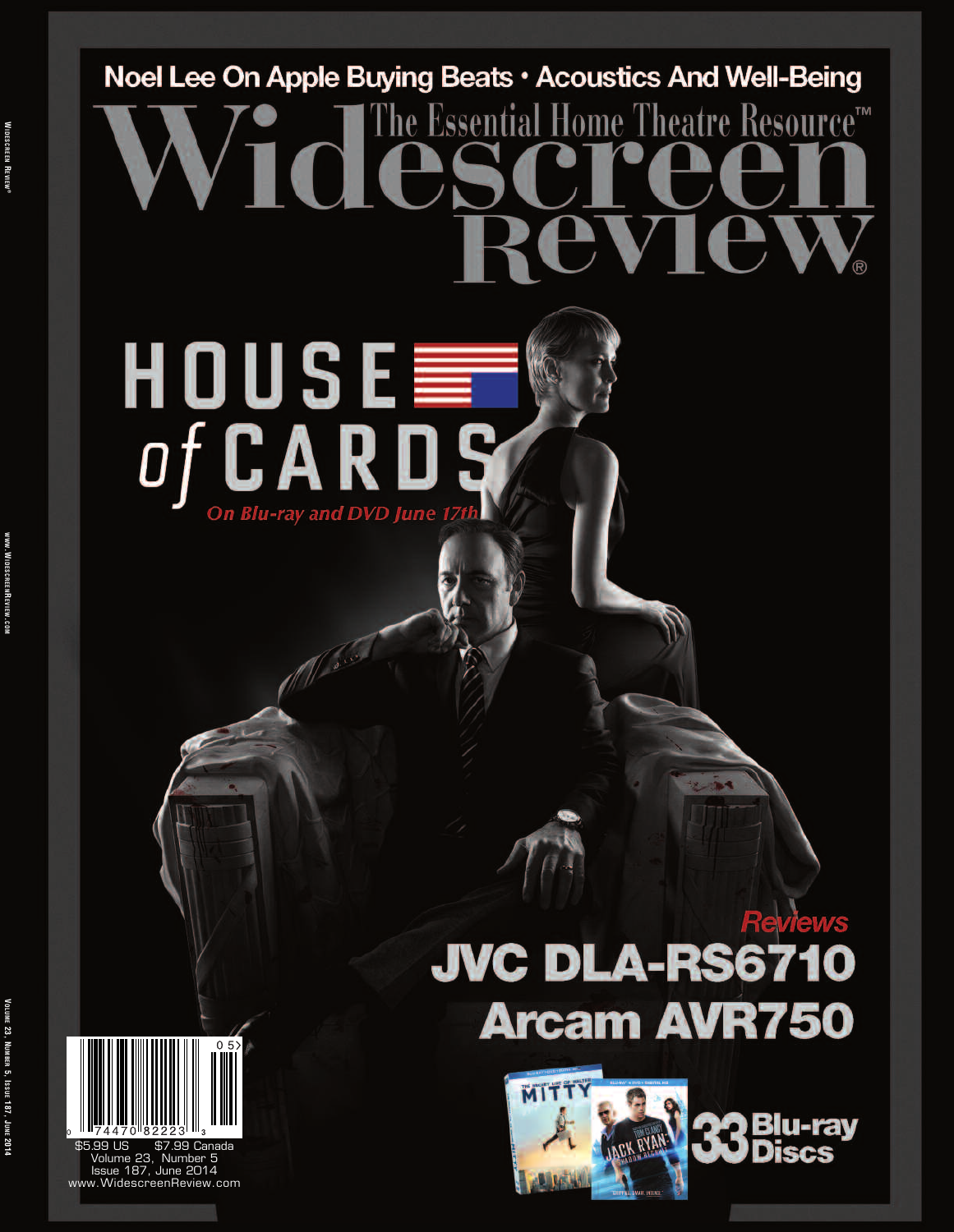Noel Lee On Apple Buying Beats • Acoustics And Well-Being

# Widescreen Review

The Essential Home Theatre Resource™

## HOUSE of CARDS

*On Blu-ray and DVD June 17th*

*Reviews*

**JVC DLA-RS6710**

**Arcam AVR750**

**33 Blu-ray Discs**

$5.99 US $7.99 Canada
Volume 23, Number 5
Issue 187, June 2014
www.WidescreenReview.com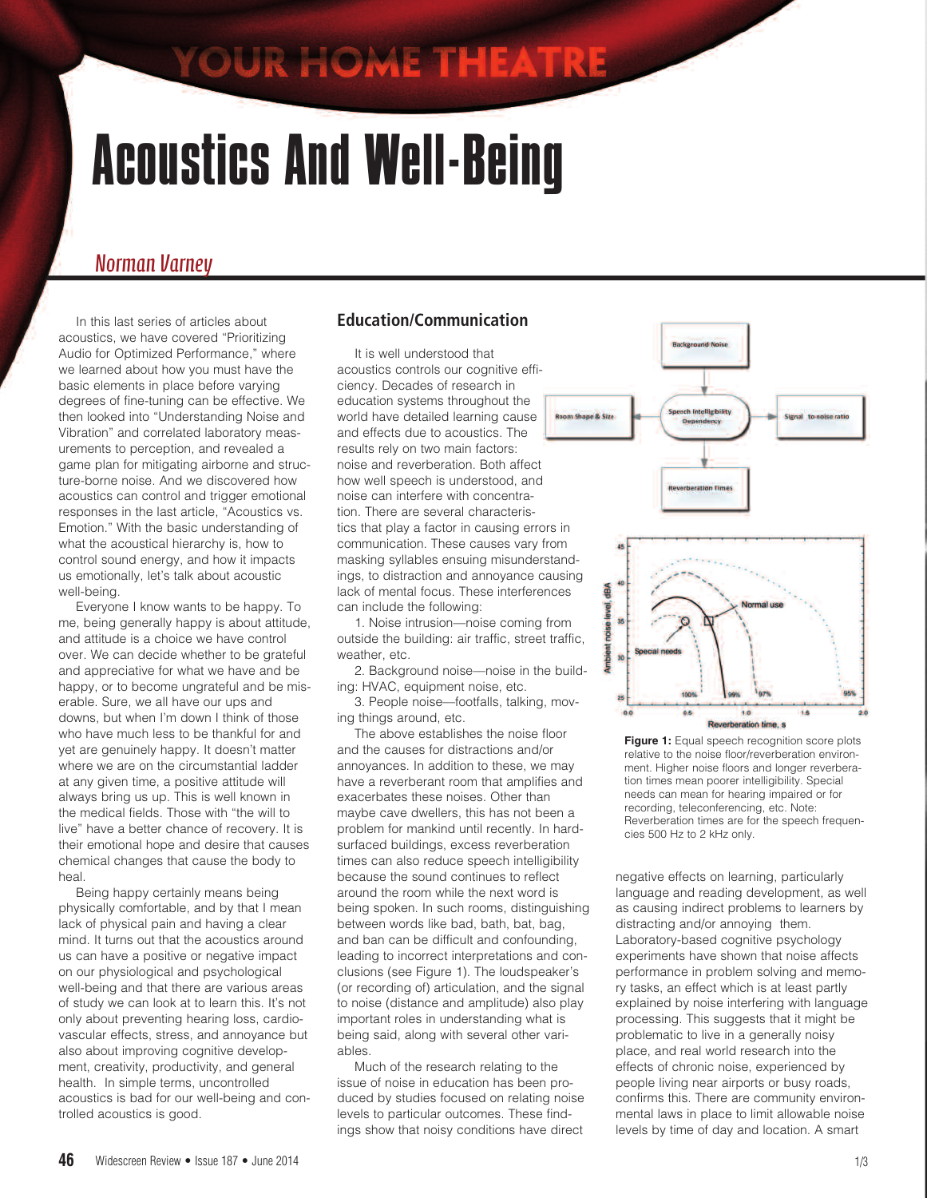# Acoustics And Well-Being

*Norman Varney*

In this last series of articles about acoustics, we have covered "Prioritizing Audio for Optimized Performance," where we learned about how you must have the basic elements in place before varying degrees of fine-tuning can be effective. We then looked into "Understanding Noise and Vibration" and correlated laboratory measurements to perception, and revealed a game plan for mitigating airborne and structure-borne noise. And we discovered how acoustics can control and trigger emotional responses in the last article, "Acoustics vs. Emotion." With the basic understanding of what the acoustical hierarchy is, how to control sound energy, and how it impacts us emotionally, let's talk about acoustic well-being.

Everyone I know wants to be happy. To me, being generally happy is about attitude, and attitude is a choice we have control over. We can decide whether to be grateful and appreciative for what we have and be happy, or to become ungrateful and be miserable. Sure, we all have our ups and downs, but when I'm down I think of those who have much less to be thankful for and yet are genuinely happy. It doesn't matter where we are on the circumstantial ladder at any given time, a positive attitude will always bring us up. This is well known in the medical fields. Those with "the will to live" have a better chance of recovery. It is their emotional hope and desire that causes chemical changes that cause the body to heal.

Being happy certainly means being physically comfortable, and by that I mean lack of physical pain and having a clear mind. It turns out that the acoustics around us can have a positive or negative impact on our physiological and psychological well-being and that there are various areas of study we can look at to learn this. It's not only about preventing hearing loss, cardiovascular effects, stress, and annoyance but also about improving cognitive development, creativity, productivity, and general health. In simple terms, uncontrolled acoustics is bad for our well-being and controlled acoustics is good.

## Education/Communication

It is well understood that acoustics controls our cognitive efficiency. Decades of research in education systems throughout the world have detailed learning cause and effects due to acoustics. The results rely on two main factors: noise and reverberation. Both affect how well speech is understood, and noise can interfere with concentration. There are several characteristics that play a factor in causing errors in communication. These causes vary from masking syllables ensuing misunderstandings, to distraction and annoyance causing lack of mental focus. These interferences can include the following:

1. Noise intrusion—noise coming from outside the building: air traffic, street traffic, weather, etc.
2. Background noise—noise in the building: HVAC, equipment noise, etc.
3. People noise—footfalls, talking, moving things around, etc.

The above establishes the noise floor and the causes for distractions and/or annoyances. In addition to these, we may have a reverberant room that amplifies and exacerbates these noises. Other than maybe cave dwellers, this has not been a problem for mankind until recently. In hard-surfaced buildings, excess reverberation times can also reduce speech intelligibility because the sound continues to reflect around the room while the next word is being spoken. In such rooms, distinguishing between words like bad, bath, bat, bag, and ban can be difficult and confounding, leading to incorrect interpretations and conclusions (see Figure 1). The loudspeaker's (or recording of) articulation, and the signal to noise (distance and amplitude) also play important roles in understanding what is being said, along with several other variables.

Much of the research relating to the issue of noise in education has been produced by studies focused on relating noise levels to particular outcomes. These findings show that noisy conditions have direct negative effects on learning, particularly language and reading development, as well as causing indirect problems to learners by distracting and/or annoying them. Laboratory-based cognitive psychology experiments have shown that noise affects performance in problem solving and memory tasks, an effect which is at least partly explained by noise interfering with language processing. This suggests that it might be problematic to live in a generally noisy place, and real world research into the effects of chronic noise, experienced by people living near airports or busy roads, confirms this. There are community environmental laws in place to limit allowable noise levels by time of day and location. A smart

**Figure 1:** Equal speech recognition score plots relative to the noise floor/reverberation environment. Higher noise floors and longer reverberation times mean poorer intelligibility. Special needs can mean for hearing impaired or for recording, teleconferencing, etc. Note: Reverberation times are for the speech frequencies 500 Hz to 2 kHz only.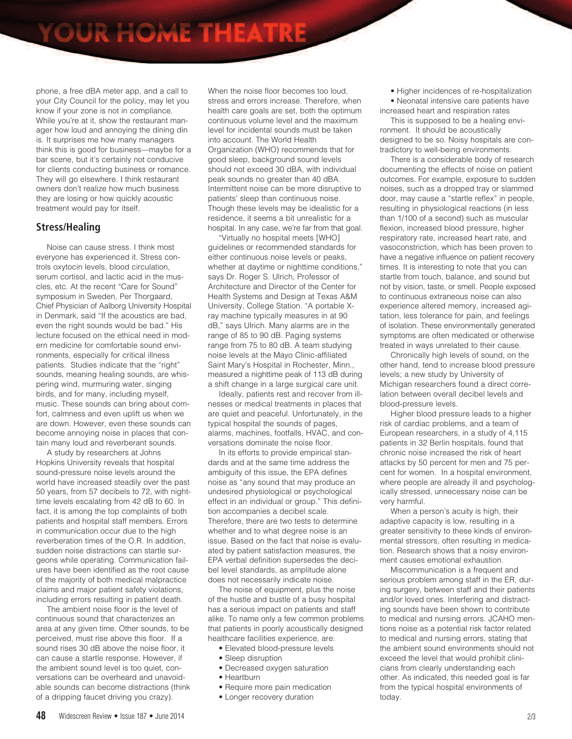phone, a free dBA meter app, and a call to your City Council for the policy, may let you know if your zone is not in compliance. While you're at it, show the restaurant manager how loud and annoying the dining din is. It surprises me how many managers think this is good for business—maybe for a bar scene, but it's certainly not conducive for clients conducting business or romance. They will go elsewhere. I think restaurant owners don't realize how much business they are losing or how quickly acoustic treatment would pay for itself.

## Stress/Healing

Noise can cause stress. I think most everyone has experienced it. Stress controls oxytocin levels, blood circulation, serum cortisol, and lactic acid in the muscles, etc. At the recent "Care for Sound" symposium in Sweden, Per Thorgaard, Chief Physician of Aalborg University Hospital in Denmark, said "If the acoustics are bad, even the right sounds would be bad." His lecture focused on the ethical need in modern medicine for comfortable sound environments, especially for critical illness patients. Studies indicate that the "right" sounds, meaning healing sounds, are whispering wind, murmuring water, singing birds, and for many, including myself, music. These sounds can bring about comfort, calmness and even uplift us when we are down. However, even these sounds can become annoying noise in places that contain many loud and reverberant sounds.

A study by researchers at Johns Hopkins University reveals that hospital sound-pressure noise levels around the world have increased steadily over the past 50 years, from 57 decibels to 72, with nighttime levels escalating from 42 dB to 60. In fact, it is among the top complaints of both patients and hospital staff members. Errors in communication occur due to the high reverberation times of the O.R. In addition, sudden noise distractions can startle surgeons while operating. Communication failures have been identified as the root cause of the majority of both medical malpractice claims and major patient safety violations, including errors resulting in patient death.

The ambient noise floor is the level of continuous sound that characterizes an area at any given time. Other sounds, to be perceived, must rise above this floor. If a sound rises 30 dB above the noise floor, it can cause a startle response. However, if the ambient sound level is too quiet, conversations can be overheard and unavoidable sounds can become distractions (think of a dripping faucet driving you crazy). When the noise floor becomes too loud, stress and errors increase. Therefore, when health care goals are set, both the optimum continuous volume level and the maximum level for incidental sounds must be taken into account. The World Health Organization (WHO) recommends that for good sleep, background sound levels should not exceed 30 dBA, with individual peak sounds no greater than 40 dBA. Intermittent noise can be more disruptive to patients' sleep than continuous noise. Though these levels may be idealistic for a residence, it seems a bit unrealistic for a hospital. In any case, we're far from that goal.

"Virtually no hospital meets [WHO] guidelines or recommended standards for either continuous noise levels or peaks, whether at daytime or nighttime conditions," says Dr. Roger S. Ulrich, Professor of Architecture and Director of the Center for Health Systems and Design at Texas A&M University, College Station. "A portable X-ray machine typically measures in at 90 dB," says Ulrich. Many alarms are in the range of 85 to 90 dB. Paging systems range from 75 to 80 dB. A team studying noise levels at the Mayo Clinic-affiliated Saint Mary's Hospital in Rochester, Minn., measured a nighttime peak of 113 dB during a shift change in a large surgical care unit.

Ideally, patients rest and recover from illnesses or medical treatments in places that are quiet and peaceful. Unfortunately, in the typical hospital the sounds of pages, alarms, machines, footfalls, HVAC, and conversations dominate the noise floor.

In its efforts to provide empirical standards and at the same time address the ambiguity of this issue, the EPA defines noise as "any sound that may produce an undesired physiological or psychological effect in an individual or group." This definition accompanies a decibel scale. Therefore, there are two tests to determine whether and to what degree noise is an issue. Based on the fact that noise is evaluated by patient satisfaction measures, the EPA verbal definition supersedes the decibel level standards, as amplitude alone does not necessarily indicate noise.

The noise of equipment, plus the noise of the hustle and bustle of a busy hospital has a serious impact on patients and staff alike. To name only a few common problems that patients in poorly acoustically designed healthcare facilities experience, are:

- Elevated blood-pressure levels
- Sleep disruption
- Decreased oxygen saturation
- Heartburn
- Require more pain medication
- Longer recovery duration
- Higher incidences of re-hospitalization
- Neonatal intensive care patients have increased heart and respiration rates

This is supposed to be a healing environment. It should be acoustically designed to be so. Noisy hospitals are contradictory to well-being environments.

There is a considerable body of research documenting the effects of noise on patient outcomes. For example, exposure to sudden noises, such as a dropped tray or slammed door, may cause a "startle reflex" in people, resulting in physiological reactions (in less than 1/100 of a second) such as muscular flexion, increased blood pressure, higher respiratory rate, increased heart rate, and vasoconstriction, which has been proven to have a negative influence on patient recovery times. It is interesting to note that you can startle from touch, balance, and sound but not by vision, taste, or smell. People exposed to continuous extraneous noise can also experience altered memory, increased agitation, less tolerance for pain, and feelings of isolation. These environmentally generated symptoms are often medicated or otherwise treated in ways unrelated to their cause.

Chronically high levels of sound, on the other hand, tend to increase blood pressure levels; a new study by University of Michigan researchers found a direct correlation between overall decibel levels and blood-pressure levels.

Higher blood pressure leads to a higher risk of cardiac problems, and a team of European researchers, in a study of 4,115 patients in 32 Berlin hospitals, found that chronic noise increased the risk of heart attacks by 50 percent for men and 75 percent for women. In a hospital environment, where people are already ill and psychologically stressed, unnecessary noise can be very harmful.

When a person's acuity is high, their adaptive capacity is low, resulting in a greater sensitivity to these kinds of environmental stressors, often resulting in medication. Research shows that a noisy environment causes emotional exhaustion.

Miscommunication is a frequent and serious problem among staff in the ER, during surgery, between staff and their patients and/or loved ones. Interfering and distracting sounds have been shown to contribute to medical and nursing errors. JCAHO mentions noise as a potential risk factor related to medical and nursing errors, stating that the ambient sound environments should not exceed the level that would prohibit clinicians from clearly understanding each other. As indicated, this needed goal is far from the typical hospital environments of today.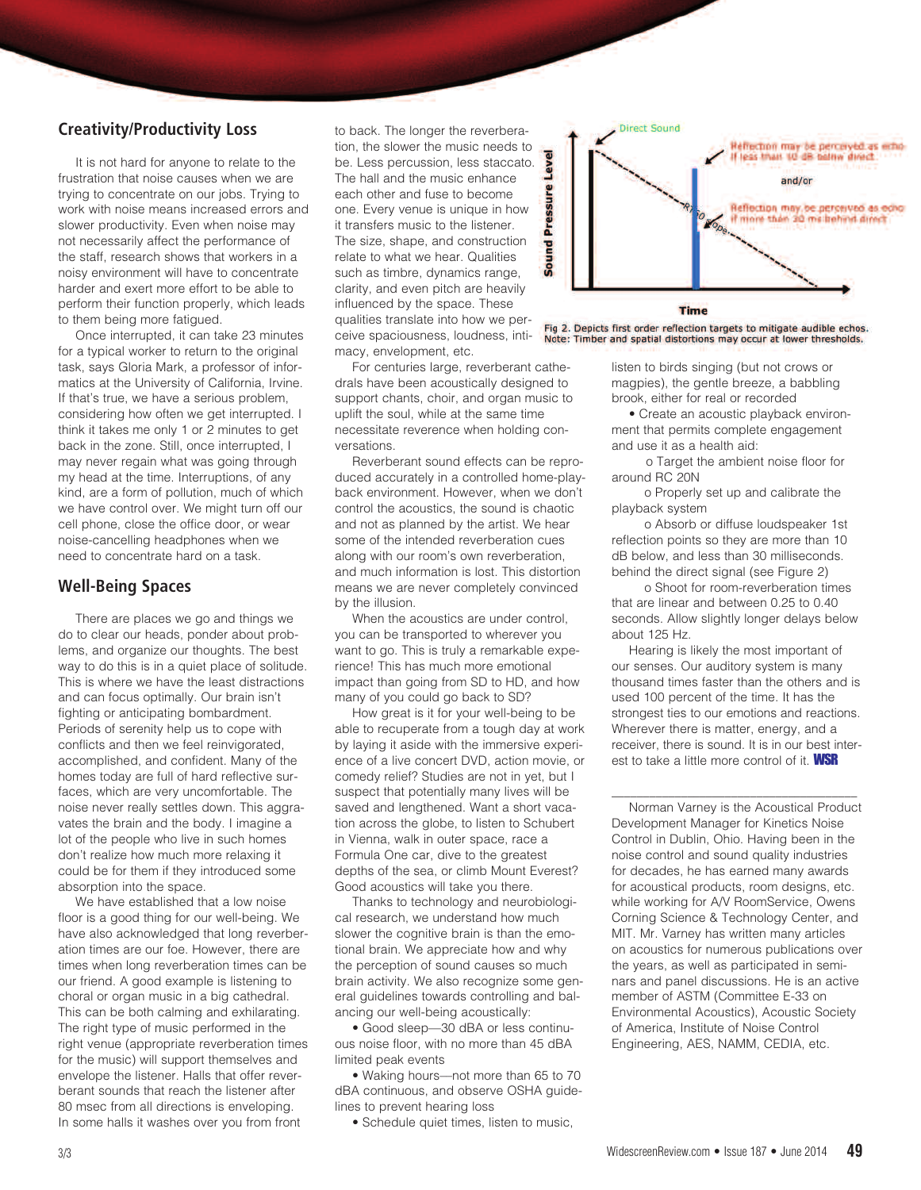## Creativity/Productivity Loss

It is not hard for anyone to relate to the frustration that noise causes when we are trying to concentrate on our jobs. Trying to work with noise means increased errors and slower productivity. Even when noise may not necessarily affect the performance of the staff, research shows that workers in a noisy environment will have to concentrate harder and exert more effort to be able to perform their function properly, which leads to them being more fatigued.

Once interrupted, it can take 23 minutes for a typical worker to return to the original task, says Gloria Mark, a professor of informatics at the University of California, Irvine. If that's true, we have a serious problem, considering how often we get interrupted. I think it takes me only 1 or 2 minutes to get back in the zone. Still, once interrupted, I may never regain what was going through my head at the time. Interruptions, of any kind, are a form of pollution, much of which we have control over. We might turn off our cell phone, close the office door, or wear noise-cancelling headphones when we need to concentrate hard on a task.

## Well-Being Spaces

There are places we go and things we do to clear our heads, ponder about problems, and organize our thoughts. The best way to do this is in a quiet place of solitude. This is where we have the least distractions and can focus optimally. Our brain isn't fighting or anticipating bombardment. Periods of serenity help us to cope with conflicts and then we feel reinvigorated, accomplished, and confident. Many of the homes today are full of hard reflective surfaces, which are very uncomfortable. The noise never really settles down. This aggravates the brain and the body. I imagine a lot of the people who live in such homes don't realize how much more relaxing it could be for them if they introduced some absorption into the space.

We have established that a low noise floor is a good thing for our well-being. We have also acknowledged that long reverberation times are our foe. However, there are times when long reverberation times can be our friend. A good example is listening to choral or organ music in a big cathedral. This can be both calming and exhilarating. The right type of music performed in the right venue (appropriate reverberation times for the music) will support themselves and envelope the listener. Halls that offer reverberant sounds that reach the listener after 80 msec from all directions is enveloping. In some halls it washes over you from front to back. The longer the reverberation, the slower the music needs to be. Less percussion, less staccato. The hall and the music enhance each other and fuse to become one. Every venue is unique in how it transfers music to the listener. The size, shape, and construction relate to what we hear. Qualities such as timbre, dynamics range, clarity, and even pitch are heavily influenced by the space. These qualities translate into how we perceive spaciousness, loudness, intimacy, envelopment, etc.

For centuries large, reverberant cathedrals have been acoustically designed to support chants, choir, and organ music to uplift the soul, while at the same time necessitate reverence when holding conversations.

Reverberant sound effects can be reproduced accurately in a controlled home-playback environment. However, when we don't control the acoustics, the sound is chaotic and not as planned by the artist. We hear some of the intended reverberation cues along with our room's own reverberation, and much information is lost. This distortion means we are never completely convinced by the illusion.

When the acoustics are under control, you can be transported to wherever you want to go. This is truly a remarkable experience! This has much more emotional impact than going from SD to HD, and how many of you could go back to SD?

How great is it for your well-being to be able to recuperate from a tough day at work by laying it aside with the immersive experience of a live concert DVD, action movie, or comedy relief? Studies are not in yet, but I suspect that potentially many lives will be saved and lengthened. Want a short vacation across the globe, to listen to Schubert in Vienna, walk in outer space, race a Formula One car, dive to the greatest depths of the sea, or climb Mount Everest? Good acoustics will take you there.

Thanks to technology and neurobiological research, we understand how much slower the cognitive brain is than the emotional brain. We appreciate how and why the perception of sound causes so much brain activity. We also recognize some general guidelines towards controlling and balancing our well-being acoustically:

- Good sleep—30 dBA or less continuous noise floor, with no more than 45 dBA limited peak events
- Waking hours—not more than 65 to 70 dBA continuous, and observe OSHA guidelines to prevent hearing loss
- Schedule quiet times, listen to music, listen to birds singing (but not crows or magpies), the gentle breeze, a babbling brook, either for real or recorded
- Create an acoustic playback environment that permits complete engagement and use it as a health aid:
  - Target the ambient noise floor for around RC 20N
  - Properly set up and calibrate the playback system
  - Absorb or diffuse loudspeaker 1st reflection points so they are more than 10 dB below, and less than 30 milliseconds. behind the direct signal (see Figure 2)
  - Shoot for room-reverberation times that are linear and between 0.25 to 0.40 seconds. Allow slightly longer delays below about 125 Hz.

Direct Sound

Reflection may be perceived as echo if less than 10 dB below direct

and/or

Reflection may be perceived as echo if more than 30 ms behind direct

RT60 Slope

Sound Pressure Level

Time

Fig 2. Depicts first order reflection targets to mitigate audible echos. Note: Timber and spatial distortions may occur at lower thresholds.

Hearing is likely the most important of our senses. Our auditory system is many thousand times faster than the others and is used 100 percent of the time. It has the strongest ties to our emotions and reactions. Wherever there is matter, energy, and a receiver, there is sound. It is in our best interest to take a little more control of it. WSR

---

Norman Varney is the Acoustical Product Development Manager for Kinetics Noise Control in Dublin, Ohio. Having been in the noise control and sound quality industries for decades, he has earned many awards for acoustical products, room designs, etc. while working for A/V RoomService, Owens Corning Science & Technology Center, and MIT. Mr. Varney has written many articles on acoustics for numerous publications over the years, as well as participated in seminars and panel discussions. He is an active member of ASTM (Committee E-33 on Environmental Acoustics), Acoustic Society of America, Institute of Noise Control Engineering, AES, NAMM, CEDIA, etc.